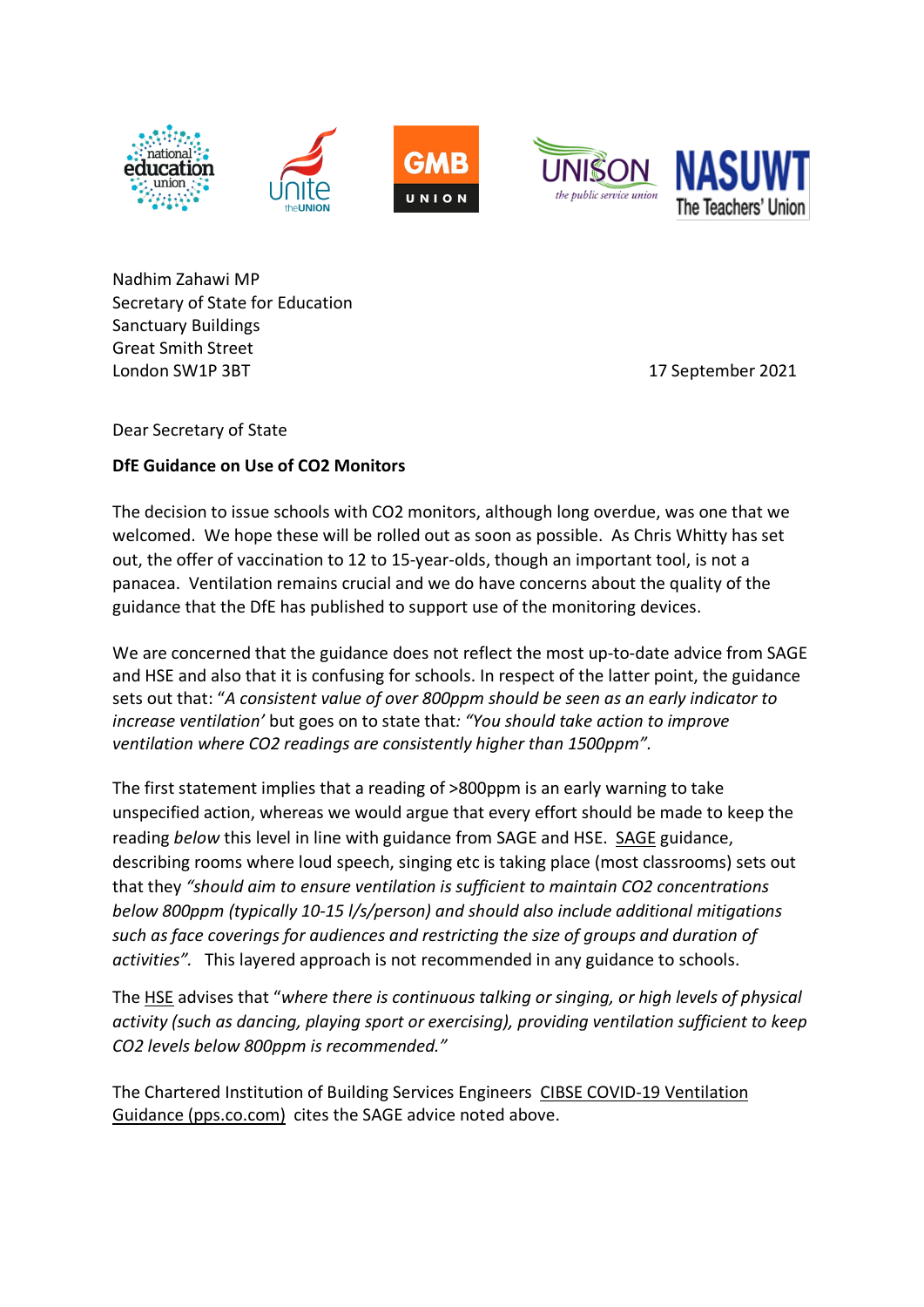Nadhim Zahawi MP
Secretary of State for Education
Sanctuary Buildings
Great Smith Street
London SW1P 3BT

17 September 2021

Dear Secretary of State

**DfE Guidance on Use of $CO_2$ Monitors**

The decision to issue schools with $CO_2$ monitors, although long overdue, was one that we welcomed. We hope these will be rolled out as soon as possible. As Chris Whitty has set out, the offer of vaccination to 12 to 15-year-olds, though an important tool, is not a panacea. Ventilation remains crucial and we do have concerns about the quality of the guidance that the DfE has published to support use of the monitoring devices.

We are concerned that the guidance does not reflect the most up-to-date advice from SAGE and HSE and also that it is confusing for schools. In respect of the latter point, the guidance sets out that: "*A consistent value of over 800ppm should be seen as an early indicator to increase ventilation'* but goes on to state that*: "You should take action to improve ventilation where $CO_2$ readings are consistently higher than 1500ppm"*.

The first statement implies that a reading of >800ppm is an early warning to take unspecified action, whereas we would argue that every effort should be made to keep the reading *below* this level in line with guidance from SAGE and HSE. SAGE guidance, describing rooms where loud speech, singing etc is taking place (most classrooms) sets out that they *"should aim to ensure ventilation is sufficient to maintain $CO_2$ concentrations below 800ppm (typically 10-15 l/s/person) and should also include additional mitigations such as face coverings for audiences and restricting the size of groups and duration of activities".* This layered approach is not recommended in any guidance to schools.

The HSE advises that "*where there is continuous talking or singing, or high levels of physical activity (such as dancing, playing sport or exercising), providing ventilation sufficient to keep $CO_2$ levels below 800ppm is recommended."*

The Chartered Institution of Building Services Engineers CIBSE COVID-19 Ventilation Guidance (pps.co.com) cites the SAGE advice noted above.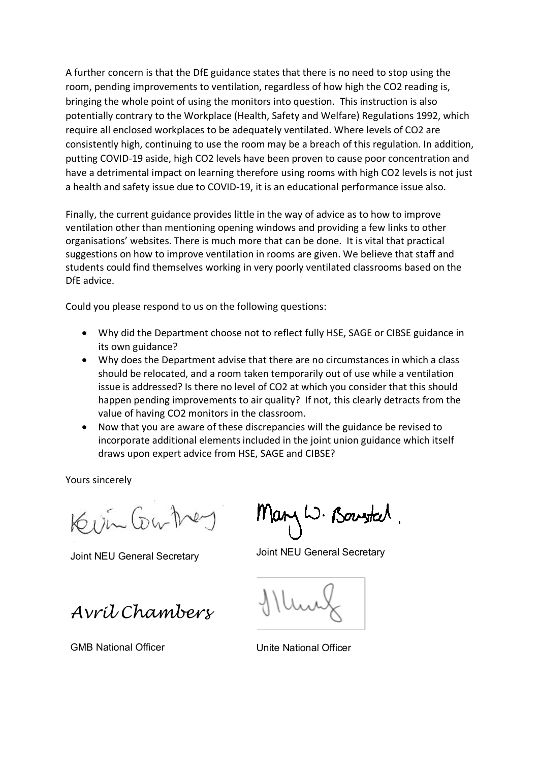A further concern is that the DfE guidance states that there is no need to stop using the room, pending improvements to ventilation, regardless of how high the $CO_2$ reading is, bringing the whole point of using the monitors into question. This instruction is also potentially contrary to the Workplace (Health, Safety and Welfare) Regulations 1992, which require all enclosed workplaces to be adequately ventilated. Where levels of $CO_2$ are consistently high, continuing to use the room may be a breach of this regulation. In addition, putting COVID-19 aside, high $CO_2$ levels have been proven to cause poor concentration and have a detrimental impact on learning therefore using rooms with high $CO_2$ levels is not just a health and safety issue due to COVID-19, it is an educational performance issue also.

Finally, the current guidance provides little in the way of advice as to how to improve ventilation other than mentioning opening windows and providing a few links to other organisations' websites. There is much more that can be done. It is vital that practical suggestions on how to improve ventilation in rooms are given. We believe that staff and students could find themselves working in very poorly ventilated classrooms based on the DfE advice.

Could you please respond to us on the following questions:

- Why did the Department choose not to reflect fully HSE, SAGE or CIBSE guidance in its own guidance?
- Why does the Department advise that there are no circumstances in which a class should be relocated, and a room taken temporarily out of use while a ventilation issue is addressed? Is there no level of $CO_2$ at which you consider that this should happen pending improvements to air quality? If not, this clearly detracts from the value of having $CO_2$ monitors in the classroom.
- Now that you are aware of these discrepancies will the guidance be revised to incorporate additional elements included in the joint union guidance which itself draws upon expert advice from HSE, SAGE and CIBSE?

Yours sincerely

Kevin Courtney
Joint NEU General Secretary

Mary W. Bousted
Joint NEU General Secretary

*Avril Chambers*
GMB National Officer

Unite National Officer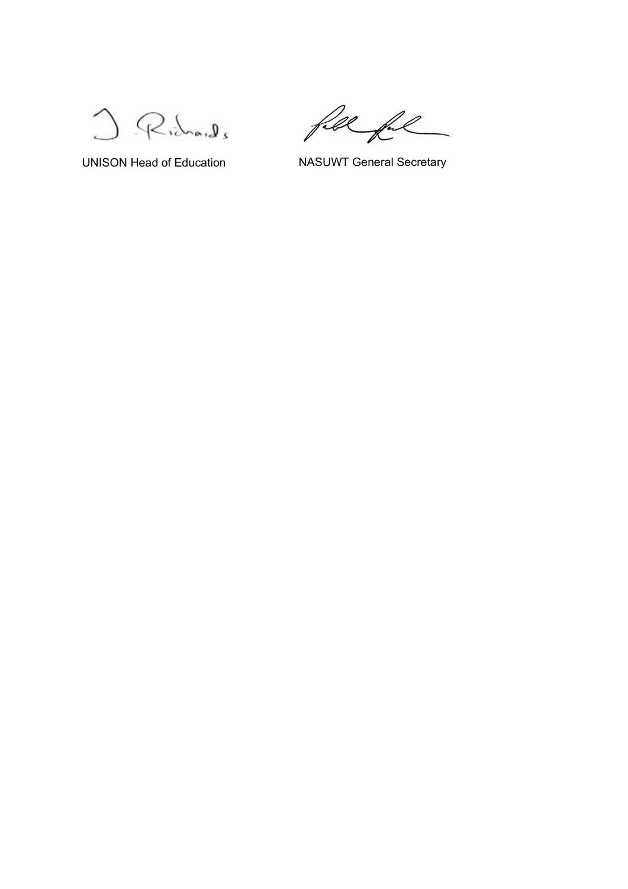J. Richards

UNISON Head of Education

NASUWT General Secretary